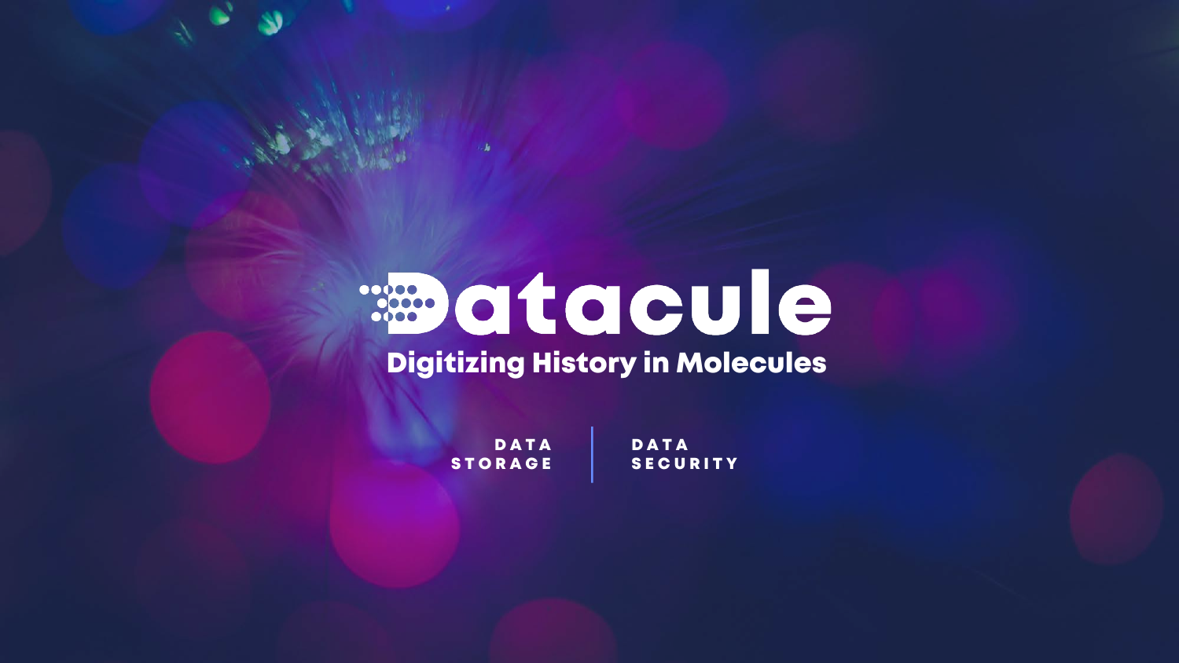# Datacule

## Digitizing History in Molecules

DATA STORAGE | DATA SECURITY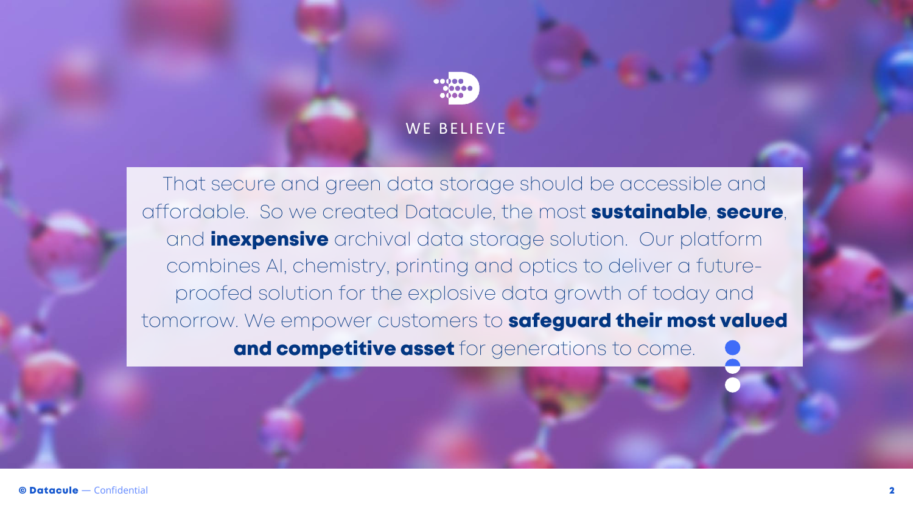## WE BELIEVE

That secure and green data storage should be accessible and affordable. So we created Datacule, the most **sustainable**, **secure**, and **inexpensive** archival data storage solution. Our platform combines AI, chemistry, printing and optics to deliver a future-proofed solution for the explosive data growth of today and tomorrow. We empower customers to **safeguard their most valued and competitive asset** for generations to come.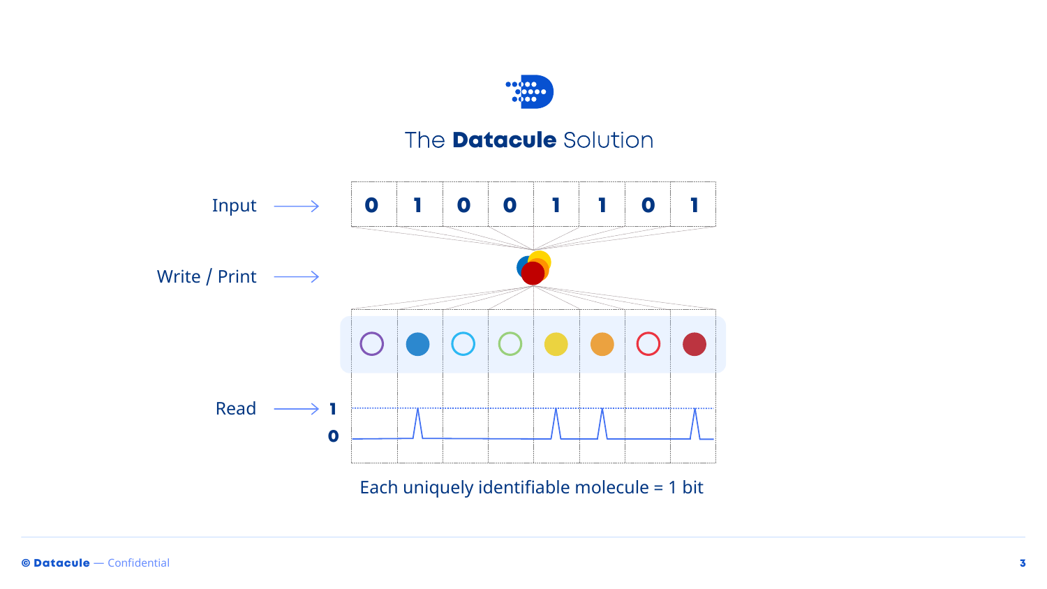# The **Datacule** Solution

Input → 0 1 0 0 1 1 0 1

Write / Print →

Read → 1 / 0

Each uniquely identifiable molecule = 1 bit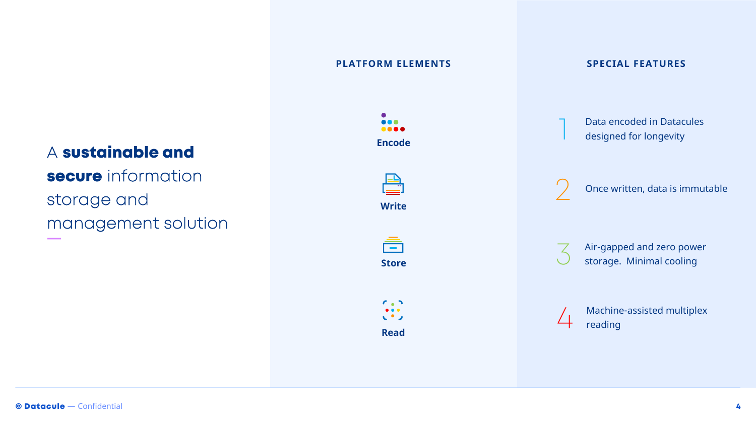# A **sustainable and secure** information storage and management solution

## PLATFORM ELEMENTS

- **Encode**
- **Write**
- **Store**
- **Read**

## SPECIAL FEATURES

1. Data encoded in Datacules designed for longevity
2. Once written, data is immutable
3. Air-gapped and zero power storage. Minimal cooling
4. Machine-assisted multiplex reading

© **Datacule** — Confidential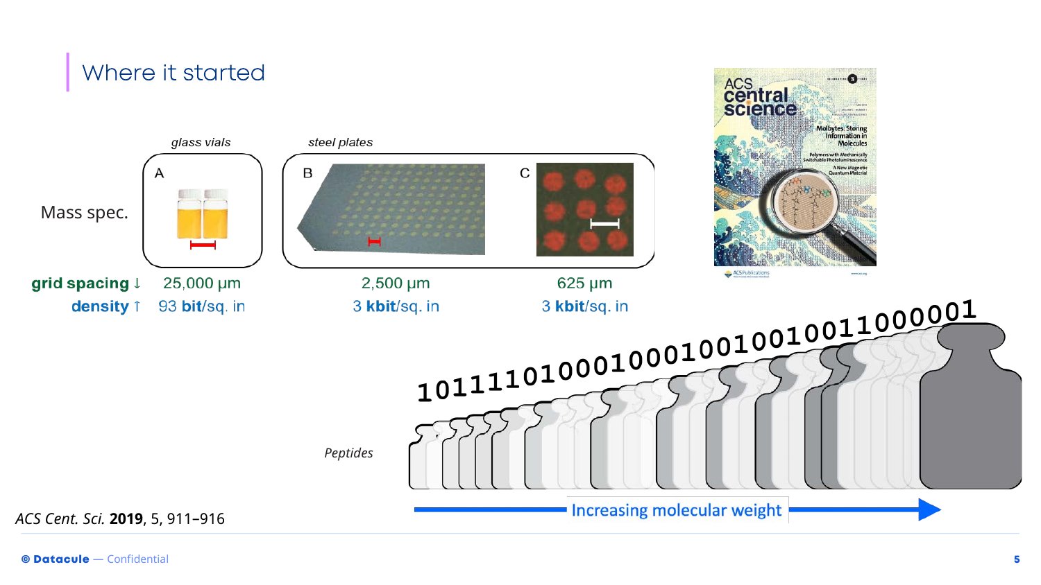# Where it started

| | glass vials | steel plates | |
|---|---|---|---|
| Mass spec. | A | B | C |
| **grid spacing** ↓ | 25,000 μm | 2,500 μm | 625 μm |
| **density** ↑ | 93 **bit**/sq. in | 3 **kbit**/sq. in | 3 **kbit**/sq. in |

ACS central science — Molbytes: Storing Information in Molecules

1011110100010001001001001001100000001

*Peptides*

Increasing molecular weight

*ACS Cent. Sci.* **2019**, 5, 911–916

© Datacule — Confidential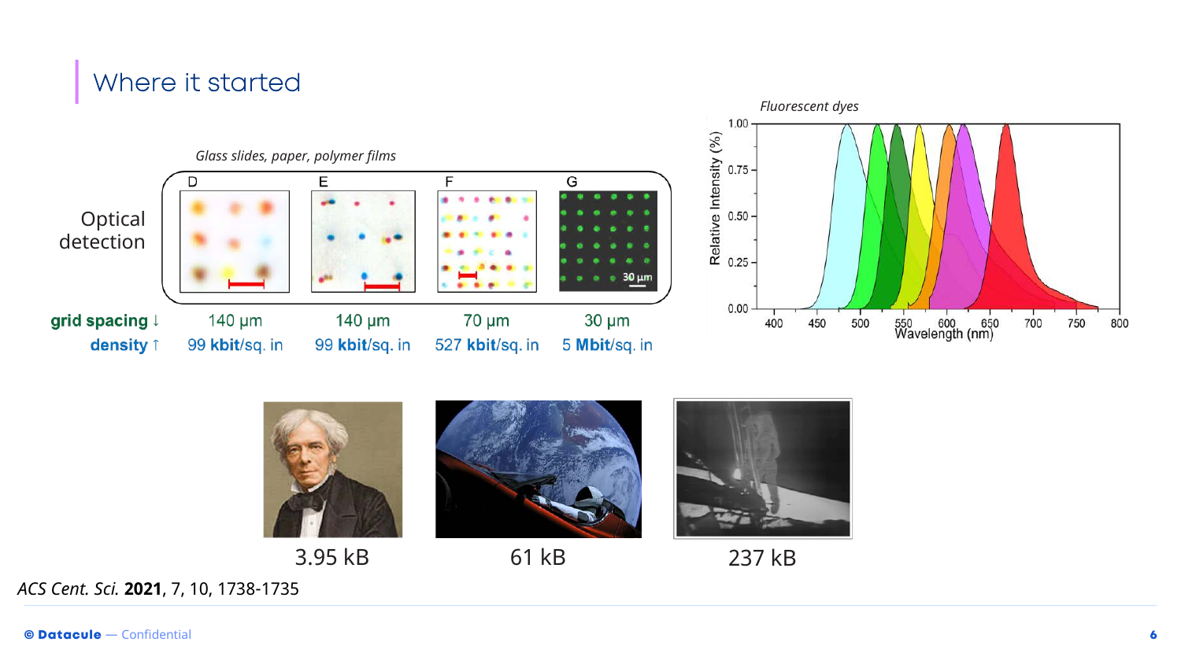## Where it started

*Glass slides, paper, polymer films*

Optical detection

| | D | E | F | G |
|---|---|---|---|---|
| **grid spacing** ↓ | 140 µm | 140 µm | 70 µm | 30 µm |
| **density** ↑ | 99 **kbit**/sq. in | 99 **kbit**/sq. in | 527 **kbit**/sq. in | 5 **Mbit**/sq. in |

*Fluorescent dyes*

3.95 kB

61 kB

237 kB

*ACS Cent. Sci.* **2021**, 7, 10, 1738-1735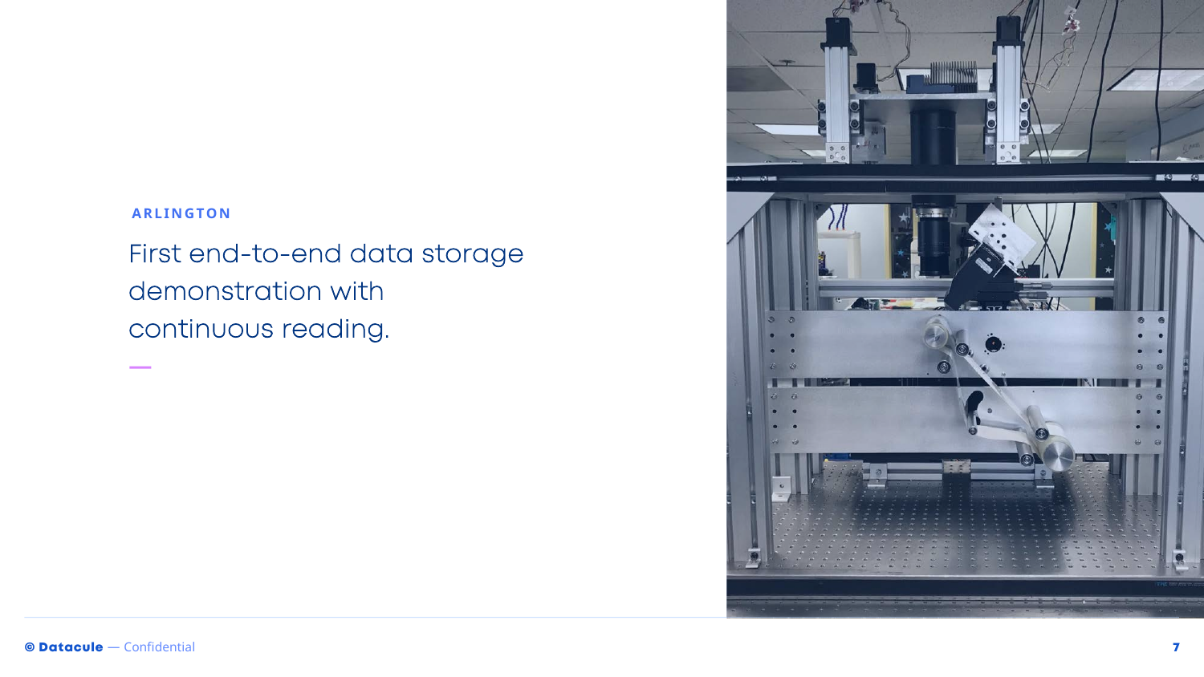ARLINGTON

## First end-to-end data storage demonstration with continuous reading.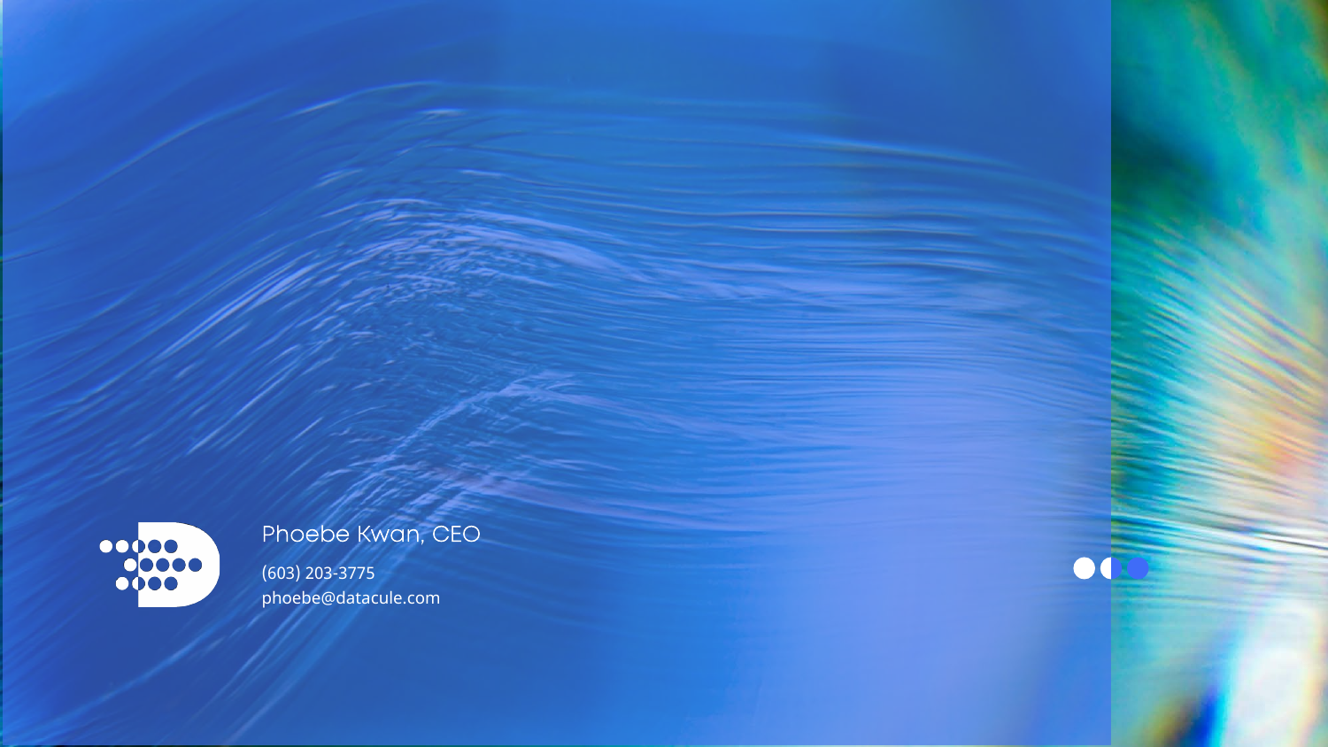Phoebe Kwan, CEO

(603) 203-3775

phoebe@datacule.com